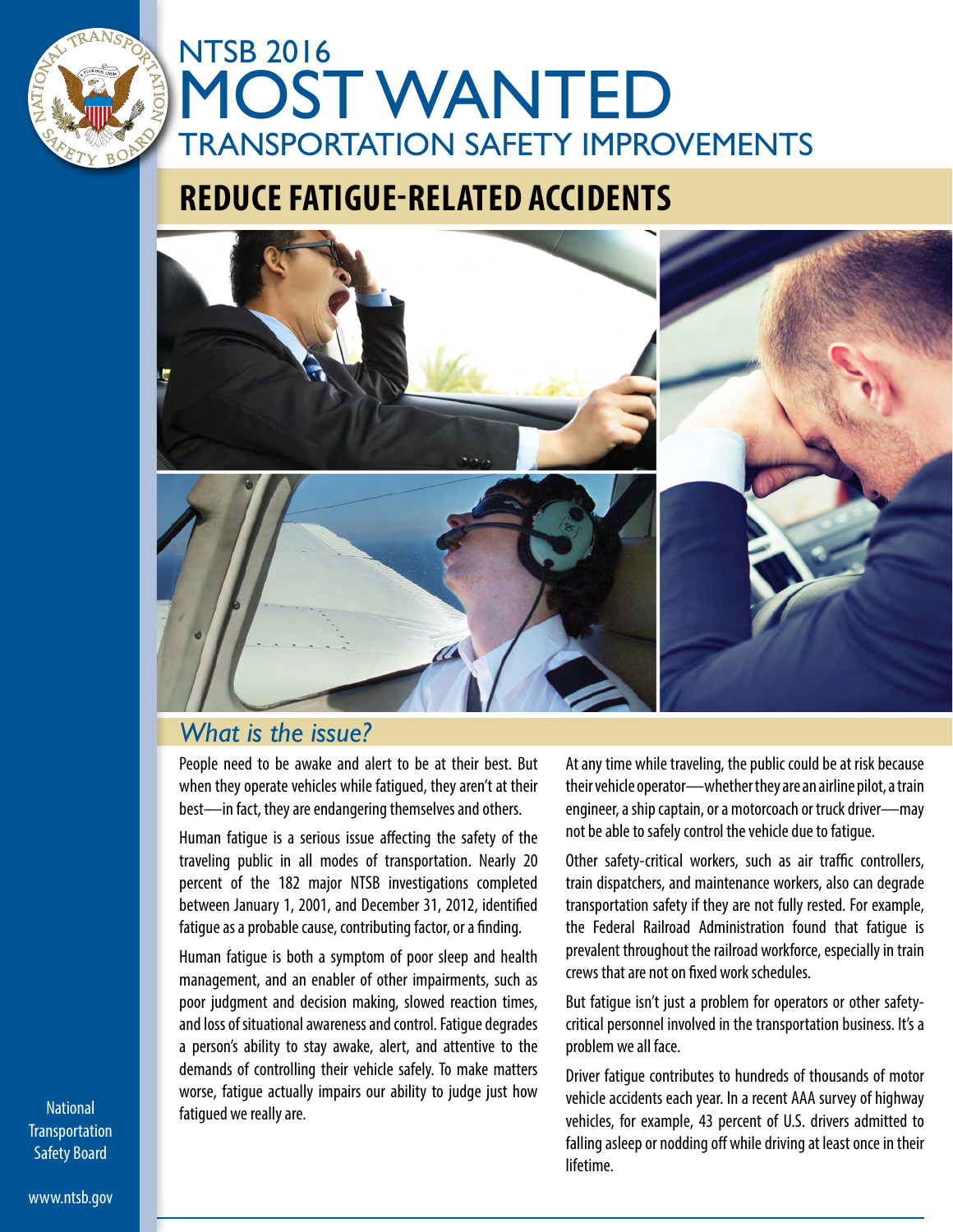# NTSB 2016 MOST WANTED TRANSPORTATION SAFETY IMPROVEMENTS

## REDUCE FATIGUE-RELATED ACCIDENTS

### *What is the issue?*

People need to be awake and alert to be at their best. But when they operate vehicles while fatigued, they aren't at their best—in fact, they are endangering themselves and others.

Human fatigue is a serious issue affecting the safety of the traveling public in all modes of transportation. Nearly 20 percent of the 182 major NTSB investigations completed between January 1, 2001, and December 31, 2012, identified fatigue as a probable cause, contributing factor, or a finding.

Human fatigue is both a symptom of poor sleep and health management, and an enabler of other impairments, such as poor judgment and decision making, slowed reaction times, and loss of situational awareness and control. Fatigue degrades a person's ability to stay awake, alert, and attentive to the demands of controlling their vehicle safely. To make matters worse, fatigue actually impairs our ability to judge just how fatigued we really are.

At any time while traveling, the public could be at risk because their vehicle operator—whether they are an airline pilot, a train engineer, a ship captain, or a motorcoach or truck driver—may not be able to safely control the vehicle due to fatigue.

Other safety-critical workers, such as air traffic controllers, train dispatchers, and maintenance workers, also can degrade transportation safety if they are not fully rested. For example, the Federal Railroad Administration found that fatigue is prevalent throughout the railroad workforce, especially in train crews that are not on fixed work schedules.

But fatigue isn't just a problem for operators or other safety-critical personnel involved in the transportation business. It's a problem we all face.

Driver fatigue contributes to hundreds of thousands of motor vehicle accidents each year. In a recent AAA survey of highway vehicles, for example, 43 percent of U.S. drivers admitted to falling asleep or nodding off while driving at least once in their lifetime.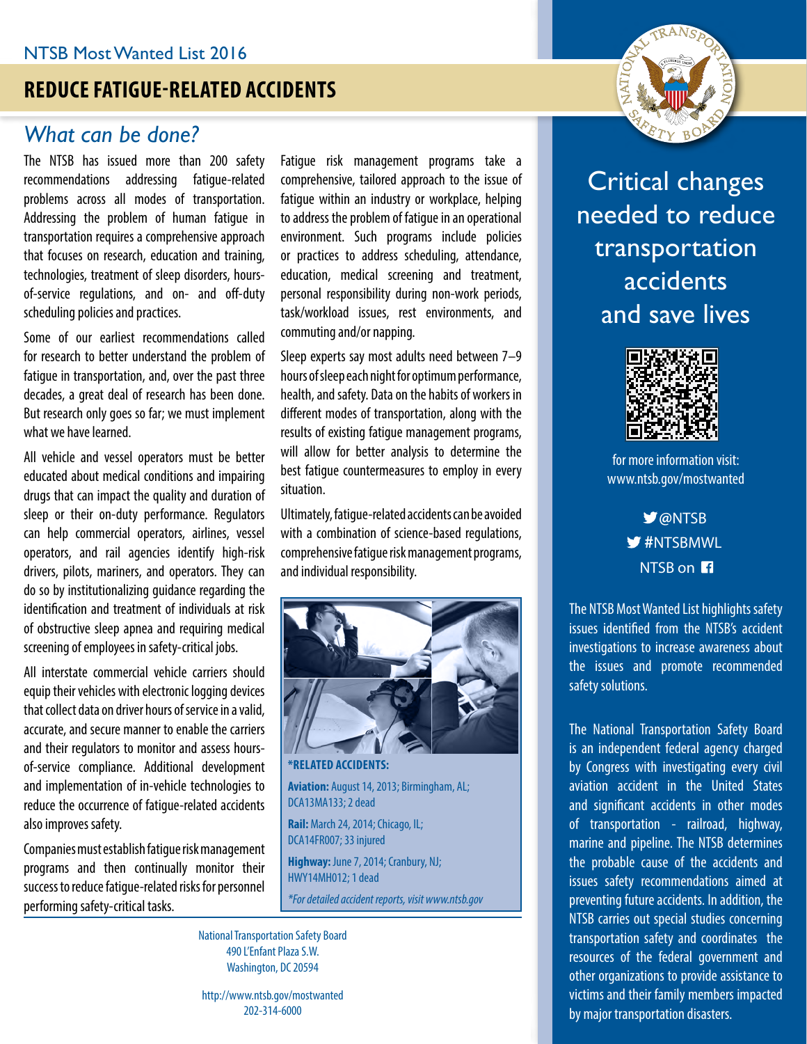NTSB Most Wanted List 2016

# REDUCE FATIGUE-RELATED ACCIDENTS

## *What can be done?*

The NTSB has issued more than 200 safety recommendations addressing fatigue-related problems across all modes of transportation. Addressing the problem of human fatigue in transportation requires a comprehensive approach that focuses on research, education and training, technologies, treatment of sleep disorders, hours-of-service regulations, and on- and off-duty scheduling policies and practices.

Some of our earliest recommendations called for research to better understand the problem of fatigue in transportation, and, over the past three decades, a great deal of research has been done. But research only goes so far; we must implement what we have learned.

All vehicle and vessel operators must be better educated about medical conditions and impairing drugs that can impact the quality and duration of sleep or their on-duty performance. Regulators can help commercial operators, airlines, vessel operators, and rail agencies identify high-risk drivers, pilots, mariners, and operators. They can do so by institutionalizing guidance regarding the identification and treatment of individuals at risk of obstructive sleep apnea and requiring medical screening of employees in safety-critical jobs.

All interstate commercial vehicle carriers should equip their vehicles with electronic logging devices that collect data on driver hours of service in a valid, accurate, and secure manner to enable the carriers and their regulators to monitor and assess hours-of-service compliance. Additional development and implementation of in-vehicle technologies to reduce the occurrence of fatigue-related accidents also improves safety.

Companies must establish fatigue risk management programs and then continually monitor their success to reduce fatigue-related risks for personnel performing safety-critical tasks.

Fatigue risk management programs take a comprehensive, tailored approach to the issue of fatigue within an industry or workplace, helping to address the problem of fatigue in an operational environment. Such programs include policies or practices to address scheduling, attendance, education, medical screening and treatment, personal responsibility during non-work periods, task/workload issues, rest environments, and commuting and/or napping.

Sleep experts say most adults need between 7–9 hours of sleep each night for optimum performance, health, and safety. Data on the habits of workers in different modes of transportation, along with the results of existing fatigue management programs, will allow for better analysis to determine the best fatigue countermeasures to employ in every situation.

Ultimately, fatigue-related accidents can be avoided with a combination of science-based regulations, comprehensive fatigue risk management programs, and individual responsibility.

**\*RELATED ACCIDENTS:**

**Aviation:** August 14, 2013; Birmingham, AL; DCA13MA133; 2 dead

**Rail:** March 24, 2014; Chicago, IL; DCA14FR007; 33 injured

**Highway:** June 7, 2014; Cranbury, NJ; HWY14MH012; 1 dead

*\*For detailed accident reports, visit www.ntsb.gov*

National Transportation Safety Board
490 L'Enfant Plaza S.W.
Washington, DC 20594

http://www.ntsb.gov/mostwanted
202-314-6000

Critical changes needed to reduce transportation accidents and save lives

for more information visit:
www.ntsb.gov/mostwanted

@NTSB
#NTSBMWL
NTSB on

The NTSB Most Wanted List highlights safety issues identified from the NTSB's accident investigations to increase awareness about the issues and promote recommended safety solutions.

The National Transportation Safety Board is an independent federal agency charged by Congress with investigating every civil aviation accident in the United States and significant accidents in other modes of transportation - railroad, highway, marine and pipeline. The NTSB determines the probable cause of the accidents and issues safety recommendations aimed at preventing future accidents. In addition, the NTSB carries out special studies concerning transportation safety and coordinates the resources of the federal government and other organizations to provide assistance to victims and their family members impacted by major transportation disasters.